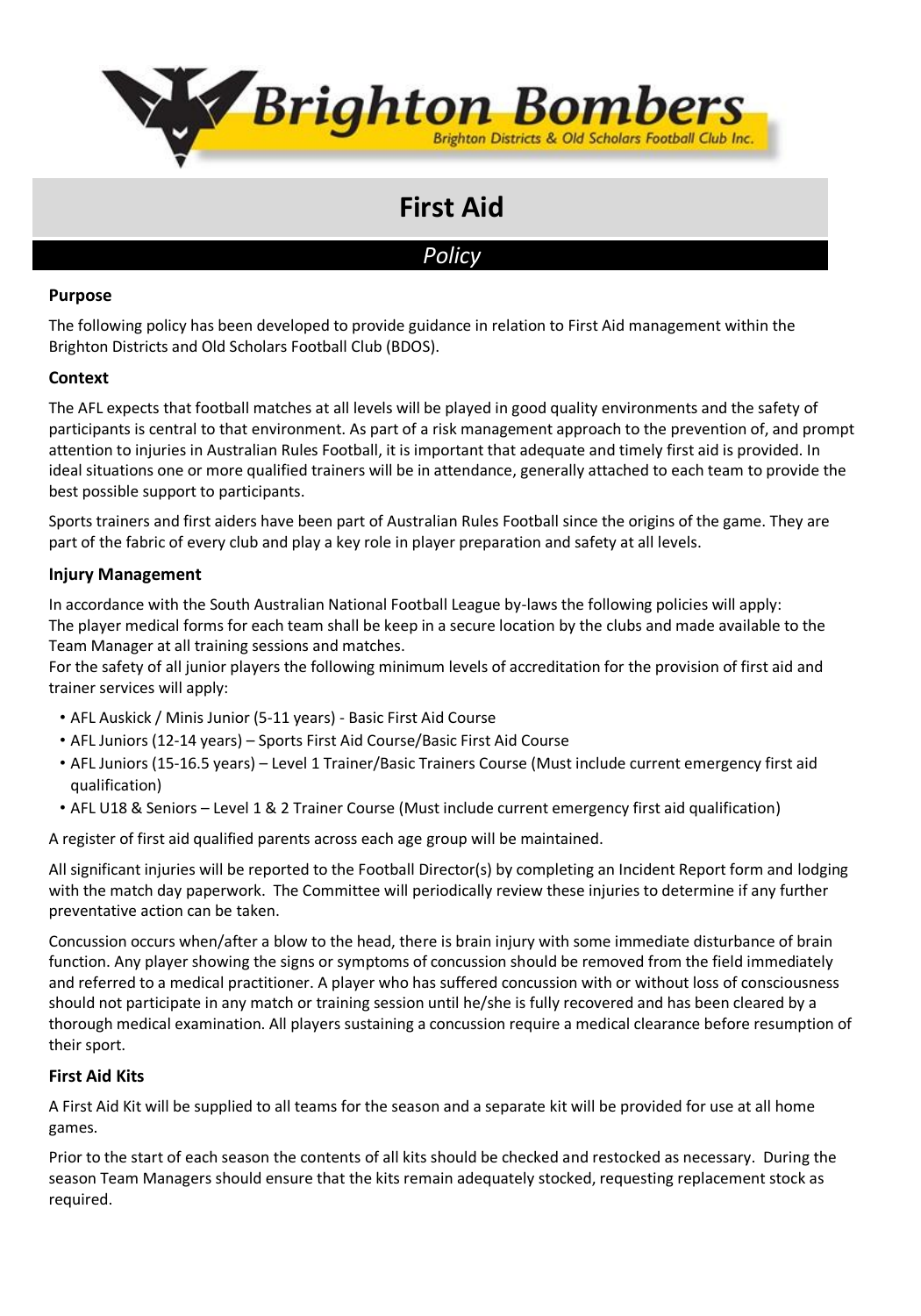# First Aid

*Policy*

### Purpose

The following policy has been developed to provide guidance in relation to First Aid management within the Brighton Districts and Old Scholars Football Club (BDOS).

### Context

The AFL expects that football matches at all levels will be played in good quality environments and the safety of participants is central to that environment. As part of a risk management approach to the prevention of, and prompt attention to injuries in Australian Rules Football, it is important that adequate and timely first aid is provided. In ideal situations one or more qualified trainers will be in attendance, generally attached to each team to provide the best possible support to participants.

Sports trainers and first aiders have been part of Australian Rules Football since the origins of the game. They are part of the fabric of every club and play a key role in player preparation and safety at all levels.

### Injury Management

In accordance with the South Australian National Football League by-laws the following policies will apply:
The player medical forms for each team shall be keep in a secure location by the clubs and made available to the Team Manager at all training sessions and matches.
For the safety of all junior players the following minimum levels of accreditation for the provision of first aid and trainer services will apply:

- AFL Auskick / Minis Junior (5-11 years) - Basic First Aid Course
- AFL Juniors (12-14 years) – Sports First Aid Course/Basic First Aid Course
- AFL Juniors (15-16.5 years) – Level 1 Trainer/Basic Trainers Course (Must include current emergency first aid qualification)
- AFL U18 & Seniors – Level 1 & 2 Trainer Course (Must include current emergency first aid qualification)

A register of first aid qualified parents across each age group will be maintained.

All significant injuries will be reported to the Football Director(s) by completing an Incident Report form and lodging with the match day paperwork. The Committee will periodically review these injuries to determine if any further preventative action can be taken.

Concussion occurs when/after a blow to the head, there is brain injury with some immediate disturbance of brain function. Any player showing the signs or symptoms of concussion should be removed from the field immediately and referred to a medical practitioner. A player who has suffered concussion with or without loss of consciousness should not participate in any match or training session until he/she is fully recovered and has been cleared by a thorough medical examination. All players sustaining a concussion require a medical clearance before resumption of their sport.

### First Aid Kits

A First Aid Kit will be supplied to all teams for the season and a separate kit will be provided for use at all home games.

Prior to the start of each season the contents of all kits should be checked and restocked as necessary. During the season Team Managers should ensure that the kits remain adequately stocked, requesting replacement stock as required.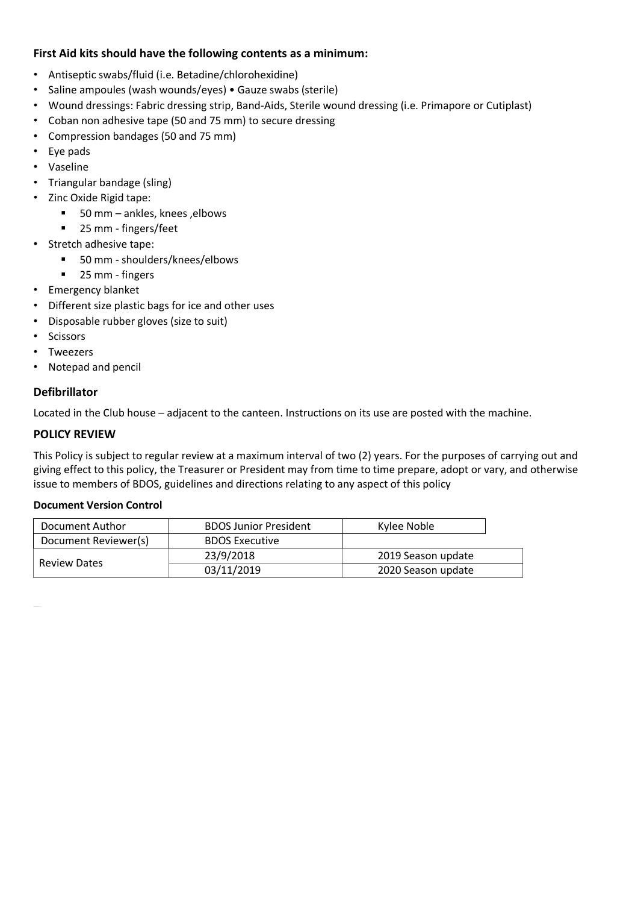**First Aid kits should have the following contents as a minimum:**

- Antiseptic swabs/fluid (i.e. Betadine/chlorohexidine)
- Saline ampoules (wash wounds/eyes) • Gauze swabs (sterile)
- Wound dressings: Fabric dressing strip, Band-Aids, Sterile wound dressing (i.e. Primapore or Cutiplast)
- Coban non adhesive tape (50 and 75 mm) to secure dressing
- Compression bandages (50 and 75 mm)
- Eye pads
- Vaseline
- Triangular bandage (sling)
- Zinc Oxide Rigid tape:
  - 50 mm – ankles, knees ,elbows
  - 25 mm - fingers/feet
- Stretch adhesive tape:
  - 50 mm - shoulders/knees/elbows
  - 25 mm - fingers
- Emergency blanket
- Different size plastic bags for ice and other uses
- Disposable rubber gloves (size to suit)
- Scissors
- Tweezers
- Notepad and pencil

## Defibrillator

Located in the Club house – adjacent to the canteen. Instructions on its use are posted with the machine.

## POLICY REVIEW

This Policy is subject to regular review at a maximum interval of two (2) years. For the purposes of carrying out and giving effect to this policy, the Treasurer or President may from time to time prepare, adopt or vary, and otherwise issue to members of BDOS, guidelines and directions relating to any aspect of this policy

**Document Version Control**

| | | |
|---|---|---|
| Document Author | BDOS Junior President | Kylee Noble |
| Document Reviewer(s) | BDOS Executive | |
| Review Dates | 23/9/2018 | 2019 Season update |
| | 03/11/2019 | 2020 Season update |